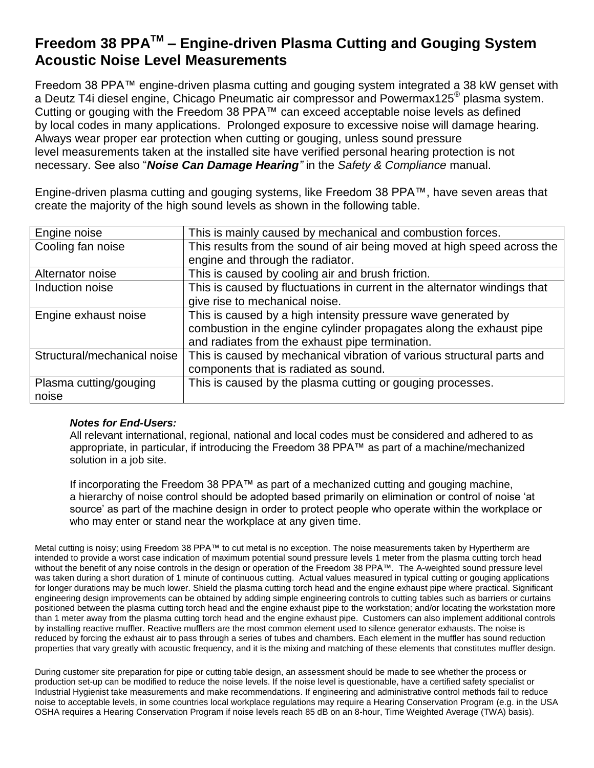# Freedom 38 PPA™ – Engine-driven Plasma Cutting and Gouging System Acoustic Noise Level Measurements

Freedom 38 PPA™ engine-driven plasma cutting and gouging system integrated a 38 kW genset with a Deutz T4i diesel engine, Chicago Pneumatic air compressor and Powermax125® plasma system. Cutting or gouging with the Freedom 38 PPA™ can exceed acceptable noise levels as defined by local codes in many applications. Prolonged exposure to excessive noise will damage hearing. Always wear proper ear protection when cutting or gouging, unless sound pressure level measurements taken at the installed site have verified personal hearing protection is not necessary. See also "***Noise Can Damage Hearing***" in the *Safety & Compliance* manual.

Engine-driven plasma cutting and gouging systems, like Freedom 38 PPA™, have seven areas that create the majority of the high sound levels as shown in the following table.

| | |
|---|---|
| Engine noise | This is mainly caused by mechanical and combustion forces. |
| Cooling fan noise | This results from the sound of air being moved at high speed across the engine and through the radiator. |
| Alternator noise | This is caused by cooling air and brush friction. |
| Induction noise | This is caused by fluctuations in current in the alternator windings that give rise to mechanical noise. |
| Engine exhaust noise | This is caused by a high intensity pressure wave generated by combustion in the engine cylinder propagates along the exhaust pipe and radiates from the exhaust pipe termination. |
| Structural/mechanical noise | This is caused by mechanical vibration of various structural parts and components that is radiated as sound. |
| Plasma cutting/gouging noise | This is caused by the plasma cutting or gouging processes. |

***Notes for End-Users:***

All relevant international, regional, national and local codes must be considered and adhered to as appropriate, in particular, if introducing the Freedom 38 PPA™ as part of a machine/mechanized solution in a job site.

If incorporating the Freedom 38 PPA™ as part of a mechanized cutting and gouging machine, a hierarchy of noise control should be adopted based primarily on elimination or control of noise 'at source' as part of the machine design in order to protect people who operate within the workplace or who may enter or stand near the workplace at any given time.

Metal cutting is noisy; using Freedom 38 PPA™ to cut metal is no exception. The noise measurements taken by Hypertherm are intended to provide a worst case indication of maximum potential sound pressure levels 1 meter from the plasma cutting torch head without the benefit of any noise controls in the design or operation of the Freedom 38 PPA™. The A-weighted sound pressure level was taken during a short duration of 1 minute of continuous cutting. Actual values measured in typical cutting or gouging applications for longer durations may be much lower. Shield the plasma cutting torch head and the engine exhaust pipe where practical. Significant engineering design improvements can be obtained by adding simple engineering controls to cutting tables such as barriers or curtains positioned between the plasma cutting torch head and the engine exhaust pipe to the workstation; and/or locating the workstation more than 1 meter away from the plasma cutting torch head and the engine exhaust pipe. Customers can also implement additional controls by installing reactive muffler. Reactive mufflers are the most common element used to silence generator exhausts. The noise is reduced by forcing the exhaust air to pass through a series of tubes and chambers. Each element in the muffler has sound reduction properties that vary greatly with acoustic frequency, and it is the mixing and matching of these elements that constitutes muffler design.

During customer site preparation for pipe or cutting table design, an assessment should be made to see whether the process or production set-up can be modified to reduce the noise levels. If the noise level is questionable, have a certified safety specialist or Industrial Hygienist take measurements and make recommendations. If engineering and administrative control methods fail to reduce noise to acceptable levels, in some countries local workplace regulations may require a Hearing Conservation Program (e.g. in the USA OSHA requires a Hearing Conservation Program if noise levels reach 85 dB on an 8-hour, Time Weighted Average (TWA) basis).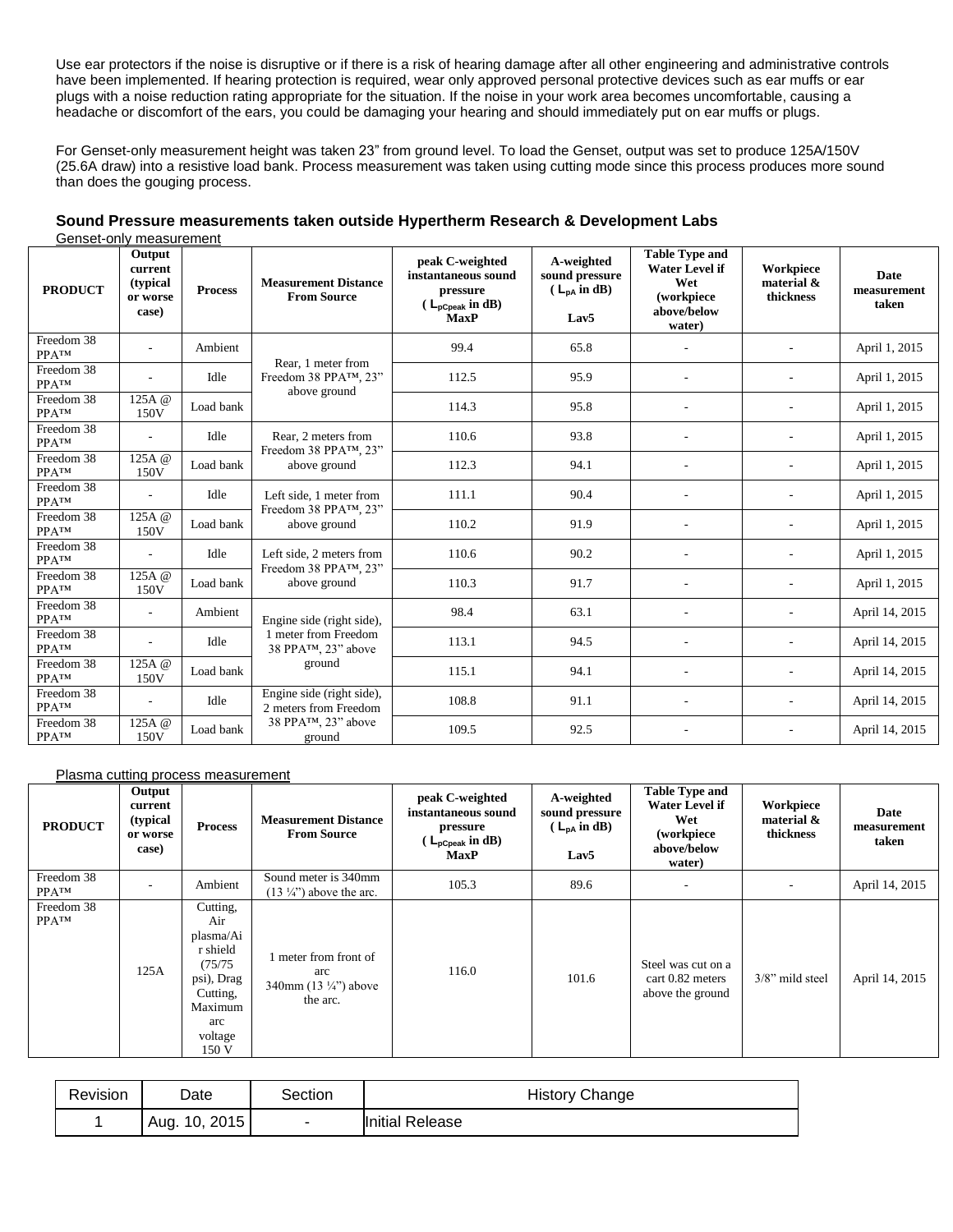Use ear protectors if the noise is disruptive or if there is a risk of hearing damage after all other engineering and administrative controls have been implemented. If hearing protection is required, wear only approved personal protective devices such as ear muffs or ear plugs with a noise reduction rating appropriate for the situation. If the noise in your work area becomes uncomfortable, causing a headache or discomfort of the ears, you could be damaging your hearing and should immediately put on ear muffs or plugs.

For Genset-only measurement height was taken 23" from ground level. To load the Genset, output was set to produce 125A/150V (25.6A draw) into a resistive load bank. Process measurement was taken using cutting mode since this process produces more sound than does the gouging process.

### Sound Pressure measurements taken outside Hypertherm Research & Development Labs

Genset-only measurement

| PRODUCT | Output current (typical or worse case) | Process | Measurement Distance From Source | peak C-weighted instantaneous sound pressure ( $L_{pCpeak}$ in dB) MaxP | A-weighted sound pressure ( $L_{pA}$ in dB) Lav5 | Table Type and Water Level if Wet (workpiece above/below water) | Workpiece material & thickness | Date measurement taken |
|---|---|---|---|---|---|---|---|---|
| Freedom 38 PPA™ | - | Ambient | Rear, 1 meter from Freedom 38 PPA™, 23" above ground | 99.4 | 65.8 | - | - | April 1, 2015 |
| Freedom 38 PPA™ | - | Idle | | 112.5 | 95.9 | - | - | April 1, 2015 |
| Freedom 38 PPA™ | 125A @ 150V | Load bank | | 114.3 | 95.8 | - | - | April 1, 2015 |
| Freedom 38 PPA™ | - | Idle | Rear, 2 meters from Freedom 38 PPA™, 23" above ground | 110.6 | 93.8 | - | - | April 1, 2015 |
| Freedom 38 PPA™ | 125A @ 150V | Load bank | | 112.3 | 94.1 | - | - | April 1, 2015 |
| Freedom 38 PPA™ | - | Idle | Left side, 1 meter from Freedom 38 PPA™, 23" above ground | 111.1 | 90.4 | - | - | April 1, 2015 |
| Freedom 38 PPA™ | 125A @ 150V | Load bank | | 110.2 | 91.9 | - | - | April 1, 2015 |
| Freedom 38 PPA™ | - | Idle | Left side, 2 meters from Freedom 38 PPA™, 23" above ground | 110.6 | 90.2 | - | - | April 1, 2015 |
| Freedom 38 PPA™ | 125A @ 150V | Load bank | | 110.3 | 91.7 | - | - | April 1, 2015 |
| Freedom 38 PPA™ | - | Ambient | Engine side (right side), 1 meter from Freedom 38 PPA™, 23" above ground | 98.4 | 63.1 | - | - | April 14, 2015 |
| Freedom 38 PPA™ | - | Idle | | 113.1 | 94.5 | - | - | April 14, 2015 |
| Freedom 38 PPA™ | 125A @ 150V | Load bank | | 115.1 | 94.1 | - | - | April 14, 2015 |
| Freedom 38 PPA™ | - | Idle | Engine side (right side), 2 meters from Freedom 38 PPA™, 23" above ground | 108.8 | 91.1 | - | - | April 14, 2015 |
| Freedom 38 PPA™ | 125A @ 150V | Load bank | | 109.5 | 92.5 | - | - | April 14, 2015 |

Plasma cutting process measurement

| PRODUCT | Output current (typical or worse case) | Process | Measurement Distance From Source | peak C-weighted instantaneous sound pressure ( $L_{pCpeak}$ in dB) MaxP | A-weighted sound pressure ( $L_{pA}$ in dB) Lav5 | Table Type and Water Level if Wet (workpiece above/below water) | Workpiece material & thickness | Date measurement taken |
|---|---|---|---|---|---|---|---|---|
| Freedom 38 PPA™ | - | Ambient | Sound meter is 340mm (13 ¼") above the arc. | 105.3 | 89.6 | - | - | April 14, 2015 |
| Freedom 38 PPA™ | 125A | Cutting, Air plasma/Air shield (75/75 psi), Drag Cutting, Maximum arc voltage 150 V | 1 meter from front of arc 340mm (13 ¼") above the arc. | 116.0 | 101.6 | Steel was cut on a cart 0.82 meters above the ground | 3/8" mild steel | April 14, 2015 |

| Revision | Date | Section | History Change |
|---|---|---|---|
| 1 | Aug. 10, 2015 | - | Initial Release |